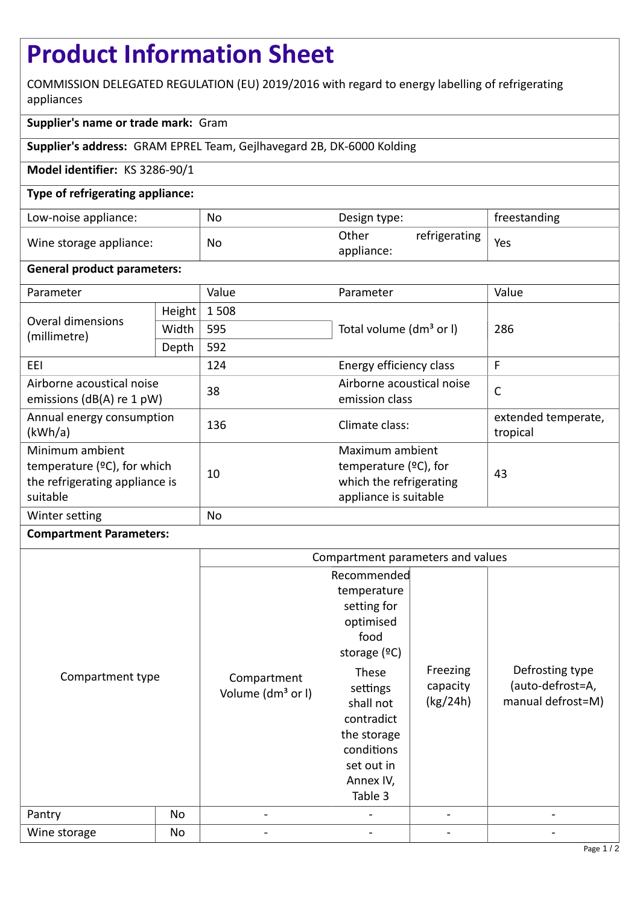# Product Information Sheet

COMMISSION DELEGATED REGULATION (EU) 2019/2016 with regard to energy labelling of refrigerating appliances

**Supplier's name or trade mark:** Gram

**Supplier's address:** GRAM EPREL Team, Gejlhavegard 2B, DK-6000 Kolding

**Model identifier:** KS 3286-90/1

**Type of refrigerating appliance:**

| | | | |
|---|---|---|---|
| Low-noise appliance: | No | Design type: | freestanding |
| Wine storage appliance: | No | Other refrigerating appliance: | Yes |

**General product parameters:**

| Parameter | | Value | Parameter | Value |
|---|---|---|---|---|
| Overal dimensions (millimetre) | Height | 1 508 | Total volume (dm³ or l) | 286 |
| | Width | 595 | | |
| | Depth | 592 | | |
| EEI | | 124 | Energy efficiency class | F |
| Airborne acoustical noise emissions (dB(A) re 1 pW) | | 38 | Airborne acoustical noise emission class | C |
| Annual energy consumption (kWh/a) | | 136 | Climate class: | extended temperate, tropical |
| Minimum ambient temperature (ºC), for which the refrigerating appliance is suitable | | 10 | Maximum ambient temperature (ºC), for which the refrigerating appliance is suitable | 43 |
| Winter setting | | No | | |

**Compartment Parameters:**

| Compartment type | | Compartment parameters and values | | | |
|---|---|---|---|---|---|
| | | Compartment Volume (dm³ or l) | Recommended temperature setting for optimised food storage (ºC) These settings shall not contradict the storage conditions set out in Annex IV, Table 3 | Freezing capacity (kg/24h) | Defrosting type (auto-defrost=A, manual defrost=M) |
| Pantry | No | - | - | - | - |
| Wine storage | No | - | - | - | - |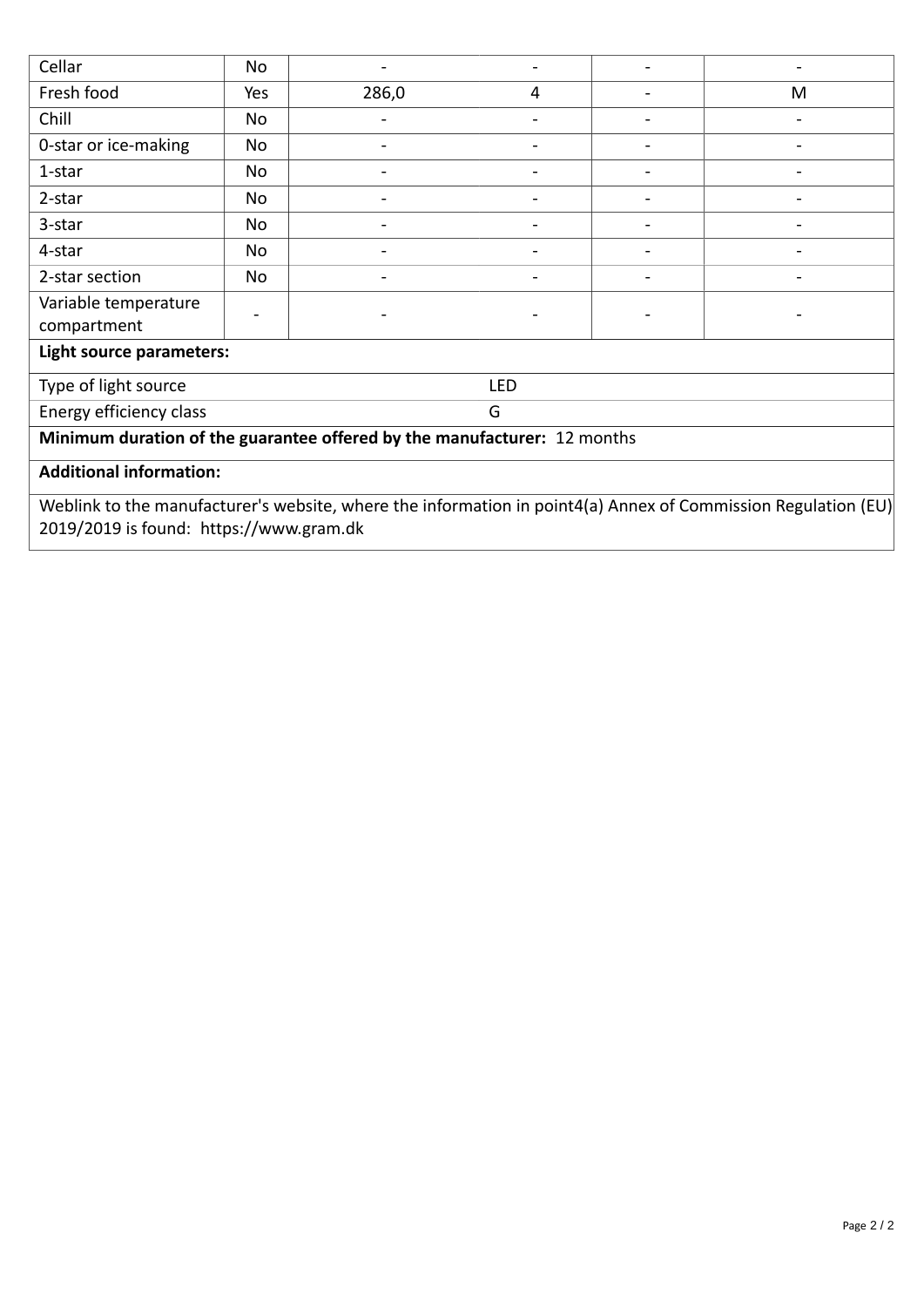| | | | | | |
|---|---|---|---|---|---|
| Cellar | No | - | - | - | - |
| Fresh food | Yes | 286,0 | 4 | - | M |
| Chill | No | - | - | - | - |
| 0-star or ice-making | No | - | - | - | - |
| 1-star | No | - | - | - | - |
| 2-star | No | - | - | - | - |
| 3-star | No | - | - | - | - |
| 4-star | No | - | - | - | - |
| 2-star section | No | - | - | - | - |
| Variable temperature compartment | - | - | - | - | - |

**Light source parameters:**

| | |
|---|---|
| Type of light source | LED |
| Energy efficiency class | G |

**Minimum duration of the guarantee offered by the manufacturer:** 12 months

**Additional information:**

Weblink to the manufacturer's website, where the information in point4(a) Annex of Commission Regulation (EU) 2019/2019 is found: https://www.gram.dk